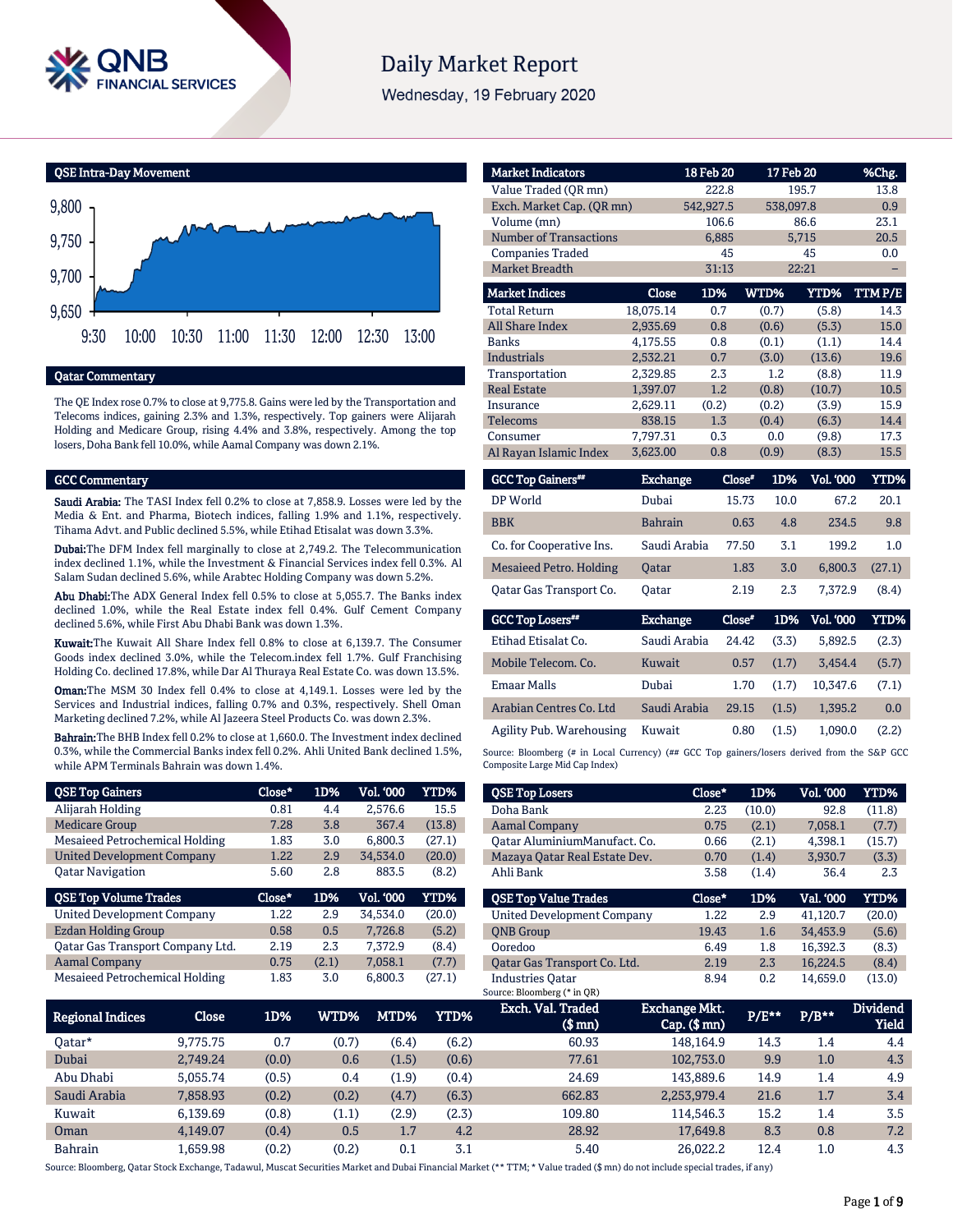# Daily Market Report

Wednesday, 19 February 2020

## QSE Intra-Day Movement

## Qatar Commentary

The QE Index rose 0.7% to close at 9,775.8. Gains were led by the Transportation and Telecoms indices, gaining 2.3% and 1.3%, respectively. Top gainers were Alijarah Holding and Medicare Group, rising 4.4% and 3.8%, respectively. Among the top losers, Doha Bank fell 10.0%, while Aamal Company was down 2.1%.

## GCC Commentary

**Saudi Arabia:** The TASI Index fell 0.2% to close at 7,858.9. Losses were led by the Media & Ent. and Pharma, Biotech indices, falling 1.9% and 1.1%, respectively. Tihama Advt. and Public declined 5.5%, while Etihad Etisalat was down 3.3%.

**Dubai:** The DFM Index fell marginally to close at 2,749.2. The Telecommunication index declined 1.1%, while the Investment & Financial Services index fell 0.3%. Al Salam Sudan declined 5.6%, while Arabtec Holding Company was down 5.2%.

**Abu Dhabi:** The ADX General Index fell 0.5% to close at 5,055.7. The Banks index declined 1.0%, while the Real Estate index fell 0.4%. Gulf Cement Company declined 5.6%, while First Abu Dhabi Bank was down 1.3%.

**Kuwait:** The Kuwait All Share Index fell 0.8% to close at 6,139.7. The Consumer Goods index declined 3.0%, while the Telecom.index fell 1.7%. Gulf Franchising Holding Co. declined 17.8%, while Dar Al Thuraya Real Estate Co. was down 13.5%.

**Oman:** The MSM 30 Index fell 0.4% to close at 4,149.1. Losses were led by the Services and Industrial indices, falling 0.7% and 0.3%, respectively. Shell Oman Marketing declined 7.2%, while Al Jazeera Steel Products Co. was down 2.3%.

**Bahrain:** The BHB Index fell 0.2% to close at 1,660.0. The Investment index declined 0.3%, while the Commercial Banks index fell 0.2%. Ahli United Bank declined 1.5%, while APM Terminals Bahrain was down 1.4%.

| Market Indicators | 18 Feb 20 | 17 Feb 20 | %Chg. |
|---|---|---|---|
| Value Traded (QR mn) | 222.8 | 195.7 | 13.8 |
| Exch. Market Cap. (QR mn) | 542,927.5 | 538,097.8 | 0.9 |
| Volume (mn) | 106.6 | 86.6 | 23.1 |
| Number of Transactions | 6,885 | 5,715 | 20.5 |
| Companies Traded | 45 | 45 | 0.0 |
| Market Breadth | 31:13 | 22:21 | – |

| Market Indices | Close | 1D% | WTD% | YTD% | TTM P/E |
|---|---|---|---|---|---|
| Total Return | 18,075.14 | 0.7 | (0.7) | (5.8) | 14.3 |
| All Share Index | 2,935.69 | 0.8 | (0.6) | (5.3) | 15.0 |
| Banks | 4,175.55 | 0.8 | (0.1) | (1.1) | 14.4 |
| Industrials | 2,532.21 | 0.7 | (3.0) | (13.6) | 19.6 |
| Transportation | 2,329.85 | 2.3 | 1.2 | (8.8) | 11.9 |
| Real Estate | 1,397.07 | 1.2 | (0.8) | (10.7) | 10.5 |
| Insurance | 2,629.11 | (0.2) | (0.2) | (3.9) | 15.9 |
| Telecoms | 838.15 | 1.3 | (0.4) | (6.3) | 14.4 |
| Consumer | 7,797.31 | 0.3 | 0.0 | (9.8) | 17.3 |
| Al Rayan Islamic Index | 3,623.00 | 0.8 | (0.9) | (8.3) | 15.5 |

| GCC Top Gainers## | Exchange | Close# | 1D% | Vol. '000 | YTD% |
|---|---|---|---|---|---|
| DP World | Dubai | 15.73 | 10.0 | 67.2 | 20.1 |
| BBK | Bahrain | 0.63 | 4.8 | 234.5 | 9.8 |
| Co. for Cooperative Ins. | Saudi Arabia | 77.50 | 3.1 | 199.2 | 1.0 |
| Mesaieed Petro. Holding | Qatar | 1.83 | 3.0 | 6,800.3 | (27.1) |
| Qatar Gas Transport Co. | Qatar | 2.19 | 2.3 | 7,372.9 | (8.4) |

| GCC Top Losers## | Exchange | Close# | 1D% | Vol. '000 | YTD% |
|---|---|---|---|---|---|
| Etihad Etisalat Co. | Saudi Arabia | 24.42 | (3.3) | 5,892.5 | (2.3) |
| Mobile Telecom. Co. | Kuwait | 0.57 | (1.7) | 3,454.4 | (5.7) |
| Emaar Malls | Dubai | 1.70 | (1.7) | 10,347.6 | (7.1) |
| Arabian Centres Co. Ltd | Saudi Arabia | 29.15 | (1.5) | 1,395.2 | 0.0 |
| Agility Pub. Warehousing | Kuwait | 0.80 | (1.5) | 1,090.0 | (2.2) |

Source: Bloomberg (# in Local Currency) (## GCC Top gainers/losers derived from the S&P GCC Composite Large Mid Cap Index)

| QSE Top Gainers | Close* | 1D% | Vol. '000 | YTD% |
|---|---|---|---|---|
| Alijarah Holding | 0.81 | 4.4 | 2,576.6 | 15.5 |
| Medicare Group | 7.28 | 3.8 | 367.4 | (13.8) |
| Mesaieed Petrochemical Holding | 1.83 | 3.0 | 6,800.3 | (27.1) |
| United Development Company | 1.22 | 2.9 | 34,534.0 | (20.0) |
| Qatar Navigation | 5.60 | 2.8 | 883.5 | (8.2) |

| QSE Top Volume Trades | Close* | 1D% | Vol. '000 | YTD% |
|---|---|---|---|---|
| United Development Company | 1.22 | 2.9 | 34,534.0 | (20.0) |
| Ezdan Holding Group | 0.58 | 0.5 | 7,726.8 | (5.2) |
| Qatar Gas Transport Company Ltd. | 2.19 | 2.3 | 7,372.9 | (8.4) |
| Aamal Company | 0.75 | (2.1) | 7,058.1 | (7.7) |
| Mesaieed Petrochemical Holding | 1.83 | 3.0 | 6,800.3 | (27.1) |

| QSE Top Losers | Close* | 1D% | Vol. '000 | YTD% |
|---|---|---|---|---|
| Doha Bank | 2.23 | (10.0) | 92.8 | (11.8) |
| Aamal Company | 0.75 | (2.1) | 7,058.1 | (7.7) |
| Qatar AluminiumManufact. Co. | 0.66 | (2.1) | 4,398.1 | (15.7) |
| Mazaya Qatar Real Estate Dev. | 0.70 | (1.4) | 3,930.7 | (3.3) |
| Ahli Bank | 3.58 | (1.4) | 36.4 | 2.3 |

| QSE Top Value Trades | Close* | 1D% | Val. '000 | YTD% |
|---|---|---|---|---|
| United Development Company | 1.22 | 2.9 | 41,120.7 | (20.0) |
| QNB Group | 19.43 | 1.6 | 34,453.9 | (5.6) |
| Ooredoo | 6.49 | 1.8 | 16,392.3 | (8.3) |
| Qatar Gas Transport Co. Ltd. | 2.19 | 2.3 | 16,224.5 | (8.4) |
| Industries Qatar | 8.94 | 0.2 | 14,659.0 | (13.0) |

Source: Bloomberg (* in QR)

| Regional Indices | Close | 1D% | WTD% | MTD% | YTD% | Exch. Val. Traded ($ mn) | Exchange Mkt. Cap. ($ mn) | P/E** | P/B** | Dividend Yield |
|---|---|---|---|---|---|---|---|---|---|---|
| Qatar* | 9,775.75 | 0.7 | (0.7) | (6.4) | (6.2) | 60.93 | 148,164.9 | 14.3 | 1.4 | 4.4 |
| Dubai | 2,749.24 | (0.0) | 0.6 | (1.5) | (0.6) | 77.61 | 102,753.0 | 9.9 | 1.0 | 4.3 |
| Abu Dhabi | 5,055.74 | (0.5) | 0.4 | (1.9) | (0.4) | 24.69 | 143,889.6 | 14.9 | 1.4 | 4.9 |
| Saudi Arabia | 7,858.93 | (0.2) | (0.2) | (4.7) | (6.3) | 662.83 | 2,253,979.4 | 21.6 | 1.7 | 3.4 |
| Kuwait | 6,139.69 | (0.8) | (1.1) | (2.9) | (2.3) | 109.80 | 114,546.3 | 15.2 | 1.4 | 3.5 |
| Oman | 4,149.07 | (0.4) | 0.5 | 1.7 | 4.2 | 28.92 | 17,649.8 | 8.3 | 0.8 | 7.2 |
| Bahrain | 1,659.98 | (0.2) | (0.2) | 0.1 | 3.1 | 5.40 | 26,022.2 | 12.4 | 1.0 | 4.3 |

Source: Bloomberg, Qatar Stock Exchange, Tadawul, Muscat Securities Market and Dubai Financial Market (** TTM; * Value traded ($ mn) do not include special trades, if any)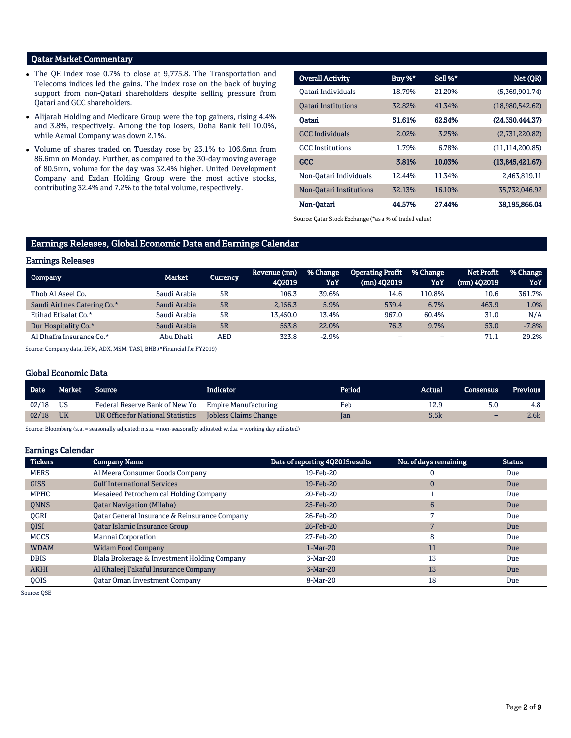## Qatar Market Commentary

- The QE Index rose 0.7% to close at 9,775.8. The Transportation and Telecoms indices led the gains. The index rose on the back of buying support from non-Qatari shareholders despite selling pressure from Qatari and GCC shareholders.
- Alijarah Holding and Medicare Group were the top gainers, rising 4.4% and 3.8%, respectively. Among the top losers, Doha Bank fell 10.0%, while Aamal Company was down 2.1%.
- Volume of shares traded on Tuesday rose by 23.1% to 106.6mn from 86.6mn on Monday. Further, as compared to the 30-day moving average of 80.5mn, volume for the day was 32.4% higher. United Development Company and Ezdan Holding Group were the most active stocks, contributing 32.4% and 7.2% to the total volume, respectively.

| Overall Activity | Buy %* | Sell %* | Net (QR) |
|---|---|---|---|
| Qatari Individuals | 18.79% | 21.20% | (5,369,901.74) |
| Qatari Institutions | 32.82% | 41.34% | (18,980,542.62) |
| **Qatari** | **51.61%** | **62.54%** | **(24,350,444.37)** |
| GCC Individuals | 2.02% | 3.25% | (2,731,220.82) |
| GCC Institutions | 1.79% | 6.78% | (11,114,200.85) |
| **GCC** | **3.81%** | **10.03%** | **(13,845,421.67)** |
| Non-Qatari Individuals | 12.44% | 11.34% | 2,463,819.11 |
| Non-Qatari Institutions | 32.13% | 16.10% | 35,732,046.92 |
| **Non-Qatari** | **44.57%** | **27.44%** | **38,195,866.04** |

Source: Qatar Stock Exchange (*as a % of traded value)

## Earnings Releases, Global Economic Data and Earnings Calendar

### Earnings Releases

| Company | Market | Currency | Revenue (mn) 4Q2019 | % Change YoY | Operating Profit (mn) 4Q2019 | % Change YoY | Net Profit (mn) 4Q2019 | % Change YoY |
|---|---|---|---|---|---|---|---|---|
| Thob Al Aseel Co. | Saudi Arabia | SR | 106.3 | 39.6% | 14.6 | 110.8% | 10.6 | 361.7% |
| Saudi Airlines Catering Co.* | Saudi Arabia | SR | 2,156.3 | 5.9% | 539.4 | 6.7% | 463.9 | 1.0% |
| Etihad Etisalat Co.* | Saudi Arabia | SR | 13,450.0 | 13.4% | 967.0 | 60.4% | 31.0 | N/A |
| Dur Hospitality Co.* | Saudi Arabia | SR | 553.8 | 22.0% | 76.3 | 9.7% | 53.0 | -7.8% |
| Al Dhafra Insurance Co.* | Abu Dhabi | AED | 323.8 | -2.9% | – | – | 71.1 | 29.2% |

Source: Company data, DFM, ADX, MSM, TASI, BHB.(*Financial for FY2019)

### Global Economic Data

| Date | Market | Source | Indicator | Period | Actual | Consensus | Previous |
|---|---|---|---|---|---|---|---|
| 02/18 | US | Federal Reserve Bank of New Yo | Empire Manufacturing | Feb | 12.9 | 5.0 | 4.8 |
| 02/18 | UK | UK Office for National Statistics | Jobless Claims Change | Jan | 5.5k | – | 2.6k |

Source: Bloomberg (s.a. = seasonally adjusted; n.s.a. = non-seasonally adjusted; w.d.a. = working day adjusted)

### Earnings Calendar

| Tickers | Company Name | Date of reporting 4Q2019results | No. of days remaining | Status |
|---|---|---|---|---|
| MERS | Al Meera Consumer Goods Company | 19-Feb-20 | 0 | Due |
| GISS | Gulf International Services | 19-Feb-20 | 0 | Due |
| MPHC | Mesaieed Petrochemical Holding Company | 20-Feb-20 | 1 | Due |
| QNNS | Qatar Navigation (Milaha) | 25-Feb-20 | 6 | Due |
| QGRI | Qatar General Insurance & Reinsurance Company | 26-Feb-20 | 7 | Due |
| QISI | Qatar Islamic Insurance Group | 26-Feb-20 | 7 | Due |
| MCCS | Mannai Corporation | 27-Feb-20 | 8 | Due |
| WDAM | Widam Food Company | 1-Mar-20 | 11 | Due |
| DBIS | Dlala Brokerage & Investment Holding Company | 3-Mar-20 | 13 | Due |
| AKHI | Al Khaleej Takaful Insurance Company | 3-Mar-20 | 13 | Due |
| QOIS | Qatar Oman Investment Company | 8-Mar-20 | 18 | Due |

Source: QSE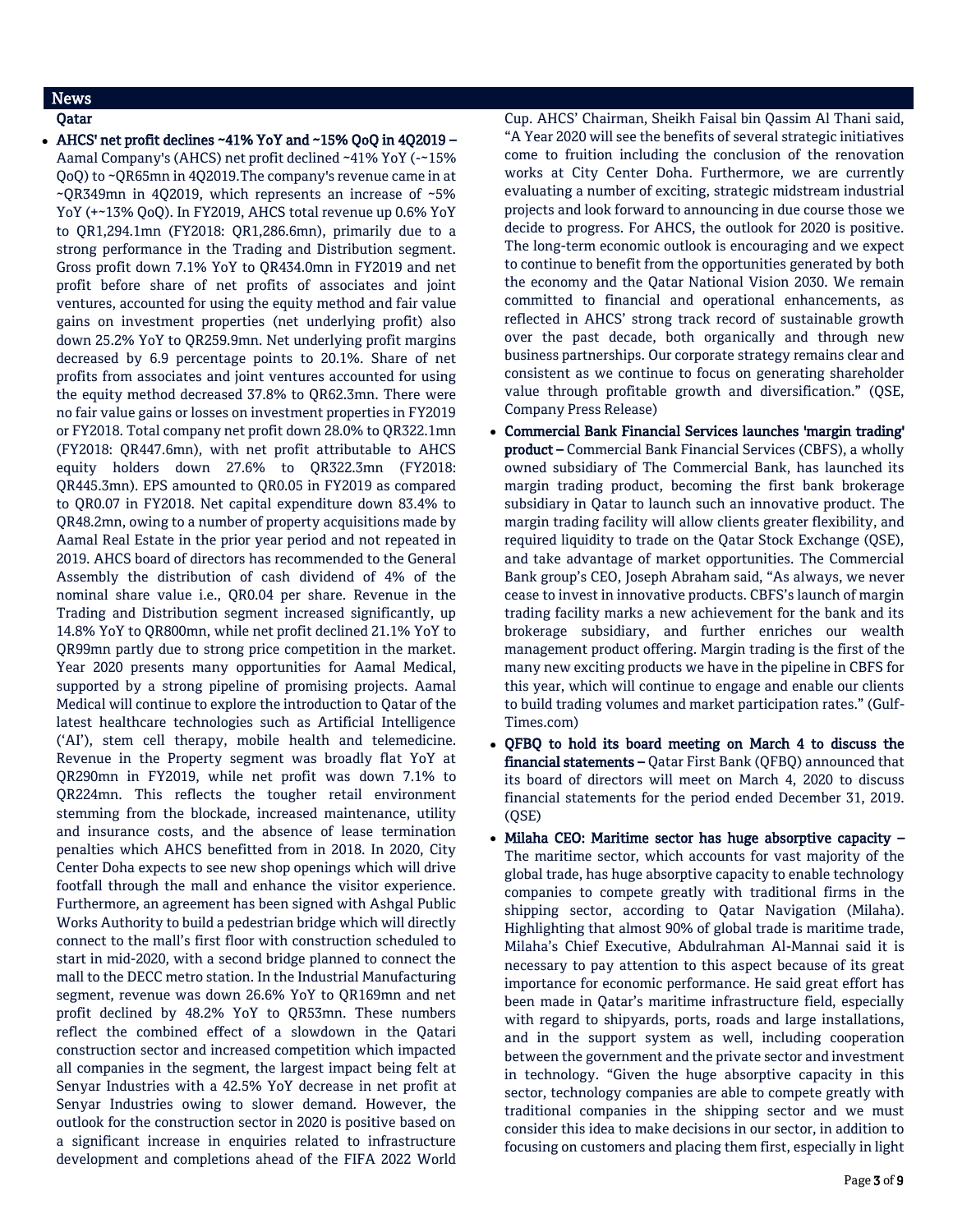## News

### Qatar

- **AHCS' net profit declines ~41% YoY and ~15% QoQ in 4Q2019 –** Aamal Company's (AHCS) net profit declined ~41% YoY (-~15% QoQ) to ~QR65mn in 4Q2019.The company's revenue came in at ~QR349mn in 4Q2019, which represents an increase of ~5% YoY (+~13% QoQ). In FY2019, AHCS total revenue up 0.6% YoY to QR1,294.1mn (FY2018: QR1,286.6mn), primarily due to a strong performance in the Trading and Distribution segment. Gross profit down 7.1% YoY to QR434.0mn in FY2019 and net profit before share of net profits of associates and joint ventures, accounted for using the equity method and fair value gains on investment properties (net underlying profit) also down 25.2% YoY to QR259.9mn. Net underlying profit margins decreased by 6.9 percentage points to 20.1%. Share of net profits from associates and joint ventures accounted for using the equity method decreased 37.8% to QR62.3mn. There were no fair value gains or losses on investment properties in FY2019 or FY2018. Total company net profit down 28.0% to QR322.1mn (FY2018: QR447.6mn), with net profit attributable to AHCS equity holders down 27.6% to QR322.3mn (FY2018: QR445.3mn). EPS amounted to QR0.05 in FY2019 as compared to QR0.07 in FY2018. Net capital expenditure down 83.4% to QR48.2mn, owing to a number of property acquisitions made by Aamal Real Estate in the prior year period and not repeated in 2019. AHCS board of directors has recommended to the General Assembly the distribution of cash dividend of 4% of the nominal share value i.e., QR0.04 per share. Revenue in the Trading and Distribution segment increased significantly, up 14.8% YoY to QR800mn, while net profit declined 21.1% YoY to QR99mn partly due to strong price competition in the market. Year 2020 presents many opportunities for Aamal Medical, supported by a strong pipeline of promising projects. Aamal Medical will continue to explore the introduction to Qatar of the latest healthcare technologies such as Artificial Intelligence ('AI'), stem cell therapy, mobile health and telemedicine. Revenue in the Property segment was broadly flat YoY at QR290mn in FY2019, while net profit was down 7.1% to QR224mn. This reflects the tougher retail environment stemming from the blockade, increased maintenance, utility and insurance costs, and the absence of lease termination penalties which AHCS benefitted from in 2018. In 2020, City Center Doha expects to see new shop openings which will drive footfall through the mall and enhance the visitor experience. Furthermore, an agreement has been signed with Ashgal Public Works Authority to build a pedestrian bridge which will directly connect to the mall's first floor with construction scheduled to start in mid-2020, with a second bridge planned to connect the mall to the DECC metro station. In the Industrial Manufacturing segment, revenue was down 26.6% YoY to QR169mn and net profit declined by 48.2% YoY to QR53mn. These numbers reflect the combined effect of a slowdown in the Qatari construction sector and increased competition which impacted all companies in the segment, the largest impact being felt at Senyar Industries with a 42.5% YoY decrease in net profit at Senyar Industries owing to slower demand. However, the outlook for the construction sector in 2020 is positive based on a significant increase in enquiries related to infrastructure development and completions ahead of the FIFA 2022 World Cup. AHCS' Chairman, Sheikh Faisal bin Qassim Al Thani said, "A Year 2020 will see the benefits of several strategic initiatives come to fruition including the conclusion of the renovation works at City Center Doha. Furthermore, we are currently evaluating a number of exciting, strategic midstream industrial projects and look forward to announcing in due course those we decide to progress. For AHCS, the outlook for 2020 is positive. The long-term economic outlook is encouraging and we expect to continue to benefit from the opportunities generated by both the economy and the Qatar National Vision 2030. We remain committed to financial and operational enhancements, as reflected in AHCS' strong track record of sustainable growth over the past decade, both organically and through new business partnerships. Our corporate strategy remains clear and consistent as we continue to focus on generating shareholder value through profitable growth and diversification." (QSE, Company Press Release)

- **Commercial Bank Financial Services launches 'margin trading' product –** Commercial Bank Financial Services (CBFS), a wholly owned subsidiary of The Commercial Bank, has launched its margin trading product, becoming the first bank brokerage subsidiary in Qatar to launch such an innovative product. The margin trading facility will allow clients greater flexibility, and required liquidity to trade on the Qatar Stock Exchange (QSE), and take advantage of market opportunities. The Commercial Bank group's CEO, Joseph Abraham said, "As always, we never cease to invest in innovative products. CBFS's launch of margin trading facility marks a new achievement for the bank and its brokerage subsidiary, and further enriches our wealth management product offering. Margin trading is the first of the many new exciting products we have in the pipeline in CBFS for this year, which will continue to engage and enable our clients to build trading volumes and market participation rates." (Gulf-Times.com)

- **QFBQ to hold its board meeting on March 4 to discuss the financial statements –** Qatar First Bank (QFBQ) announced that its board of directors will meet on March 4, 2020 to discuss financial statements for the period ended December 31, 2019. (QSE)

- **Milaha CEO: Maritime sector has huge absorptive capacity –** The maritime sector, which accounts for vast majority of the global trade, has huge absorptive capacity to enable technology companies to compete greatly with traditional firms in the shipping sector, according to Qatar Navigation (Milaha). Highlighting that almost 90% of global trade is maritime trade, Milaha's Chief Executive, Abdulrahman Al-Mannai said it is necessary to pay attention to this aspect because of its great importance for economic performance. He said great effort has been made in Qatar's maritime infrastructure field, especially with regard to shipyards, ports, roads and large installations, and in the support system as well, including cooperation between the government and the private sector and investment in technology. "Given the huge absorptive capacity in this sector, technology companies are able to compete greatly with traditional companies in the shipping sector and we must consider this idea to make decisions in our sector, in addition to focusing on customers and placing them first, especially in light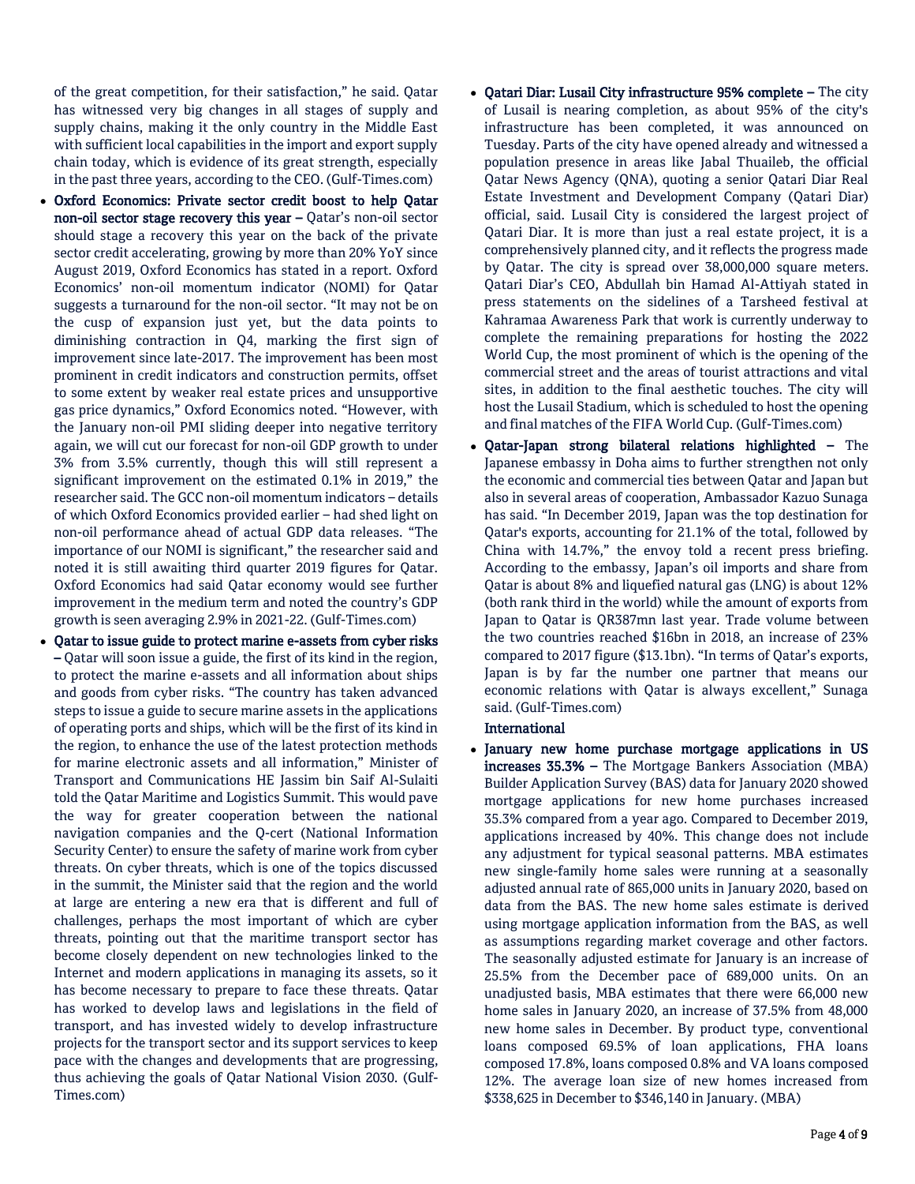of the great competition, for their satisfaction," he said. Qatar has witnessed very big changes in all stages of supply and supply chains, making it the only country in the Middle East with sufficient local capabilities in the import and export supply chain today, which is evidence of its great strength, especially in the past three years, according to the CEO. (Gulf-Times.com)

- **Oxford Economics: Private sector credit boost to help Qatar non-oil sector stage recovery this year –** Qatar's non-oil sector should stage a recovery this year on the back of the private sector credit accelerating, growing by more than 20% YoY since August 2019, Oxford Economics has stated in a report. Oxford Economics' non-oil momentum indicator (NOMI) for Qatar suggests a turnaround for the non-oil sector. "It may not be on the cusp of expansion just yet, but the data points to diminishing contraction in Q4, marking the first sign of improvement since late-2017. The improvement has been most prominent in credit indicators and construction permits, offset to some extent by weaker real estate prices and unsupportive gas price dynamics," Oxford Economics noted. "However, with the January non-oil PMI sliding deeper into negative territory again, we will cut our forecast for non-oil GDP growth to under 3% from 3.5% currently, though this will still represent a significant improvement on the estimated 0.1% in 2019," the researcher said. The GCC non-oil momentum indicators – details of which Oxford Economics provided earlier – had shed light on non-oil performance ahead of actual GDP data releases. "The importance of our NOMI is significant," the researcher said and noted it is still awaiting third quarter 2019 figures for Qatar. Oxford Economics had said Qatar economy would see further improvement in the medium term and noted the country's GDP growth is seen averaging 2.9% in 2021-22. (Gulf-Times.com)
- **Qatar to issue guide to protect marine e-assets from cyber risks –** Qatar will soon issue a guide, the first of its kind in the region, to protect the marine e-assets and all information about ships and goods from cyber risks. "The country has taken advanced steps to issue a guide to secure marine assets in the applications of operating ports and ships, which will be the first of its kind in the region, to enhance the use of the latest protection methods for marine electronic assets and all information," Minister of Transport and Communications HE Jassim bin Saif Al-Sulaiti told the Qatar Maritime and Logistics Summit. This would pave the way for greater cooperation between the national navigation companies and the Q-cert (National Information Security Center) to ensure the safety of marine work from cyber threats. On cyber threats, which is one of the topics discussed in the summit, the Minister said that the region and the world at large are entering a new era that is different and full of challenges, perhaps the most important of which are cyber threats, pointing out that the maritime transport sector has become closely dependent on new technologies linked to the Internet and modern applications in managing its assets, so it has become necessary to prepare to face these threats. Qatar has worked to develop laws and legislations in the field of transport, and has invested widely to develop infrastructure projects for the transport sector and its support services to keep pace with the changes and developments that are progressing, thus achieving the goals of Qatar National Vision 2030. (Gulf-Times.com)
- **Qatari Diar: Lusail City infrastructure 95% complete –** The city of Lusail is nearing completion, as about 95% of the city's infrastructure has been completed, it was announced on Tuesday. Parts of the city have opened already and witnessed a population presence in areas like Jabal Thuaileb, the official Qatar News Agency (QNA), quoting a senior Qatari Diar Real Estate Investment and Development Company (Qatari Diar) official, said. Lusail City is considered the largest project of Qatari Diar. It is more than just a real estate project, it is a comprehensively planned city, and it reflects the progress made by Qatar. The city is spread over 38,000,000 square meters. Qatari Diar's CEO, Abdullah bin Hamad Al-Attiyah stated in press statements on the sidelines of a Tarsheed festival at Kahramaa Awareness Park that work is currently underway to complete the remaining preparations for hosting the 2022 World Cup, the most prominent of which is the opening of the commercial street and the areas of tourist attractions and vital sites, in addition to the final aesthetic touches. The city will host the Lusail Stadium, which is scheduled to host the opening and final matches of the FIFA World Cup. (Gulf-Times.com)
- **Qatar-Japan strong bilateral relations highlighted –** The Japanese embassy in Doha aims to further strengthen not only the economic and commercial ties between Qatar and Japan but also in several areas of cooperation, Ambassador Kazuo Sunaga has said. "In December 2019, Japan was the top destination for Qatar's exports, accounting for 21.1% of the total, followed by China with 14.7%," the envoy told a recent press briefing. According to the embassy, Japan's oil imports and share from Qatar is about 8% and liquefied natural gas (LNG) is about 12% (both rank third in the world) while the amount of exports from Japan to Qatar is QR387mn last year. Trade volume between the two countries reached $16bn in 2018, an increase of 23% compared to 2017 figure ($13.1bn). "In terms of Qatar's exports, Japan is by far the number one partner that means our economic relations with Qatar is always excellent," Sunaga said. (Gulf-Times.com)

**International**

- **January new home purchase mortgage applications in US increases 35.3% –** The Mortgage Bankers Association (MBA) Builder Application Survey (BAS) data for January 2020 showed mortgage applications for new home purchases increased 35.3% compared from a year ago. Compared to December 2019, applications increased by 40%. This change does not include any adjustment for typical seasonal patterns. MBA estimates new single-family home sales were running at a seasonally adjusted annual rate of 865,000 units in January 2020, based on data from the BAS. The new home sales estimate is derived using mortgage application information from the BAS, as well as assumptions regarding market coverage and other factors. The seasonally adjusted estimate for January is an increase of 25.5% from the December pace of 689,000 units. On an unadjusted basis, MBA estimates that there were 66,000 new home sales in January 2020, an increase of 37.5% from 48,000 new home sales in December. By product type, conventional loans composed 69.5% of loan applications, FHA loans composed 17.8%, loans composed 0.8% and VA loans composed 12%. The average loan size of new homes increased from $338,625 in December to $346,140 in January. (MBA)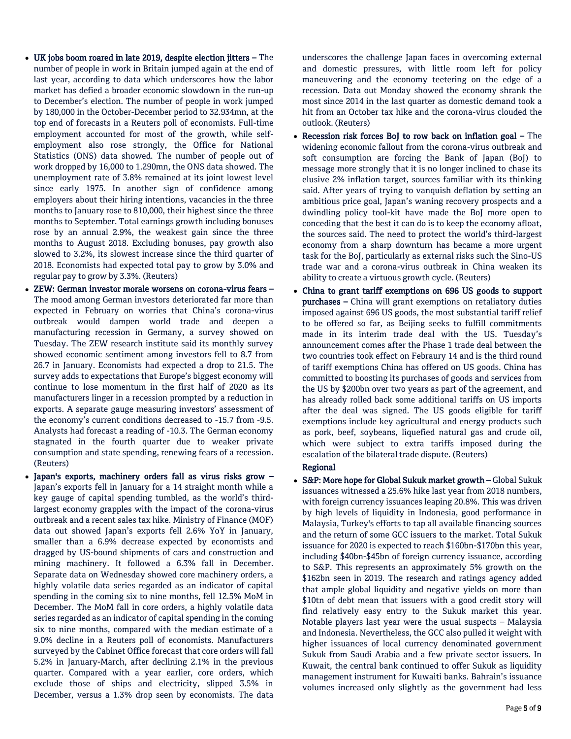- **UK jobs boom roared in late 2019, despite election jitters –** The number of people in work in Britain jumped again at the end of last year, according to data which underscores how the labor market has defied a broader economic slowdown in the run-up to December's election. The number of people in work jumped by 180,000 in the October-December period to 32.934mn, at the top end of forecasts in a Reuters poll of economists. Full-time employment accounted for most of the growth, while self-employment also rose strongly, the Office for National Statistics (ONS) data showed. The number of people out of work dropped by 16,000 to 1.290mn, the ONS data showed. The unemployment rate of 3.8% remained at its joint lowest level since early 1975. In another sign of confidence among employers about their hiring intentions, vacancies in the three months to January rose to 810,000, their highest since the three months to September. Total earnings growth including bonuses rose by an annual 2.9%, the weakest gain since the three months to August 2018. Excluding bonuses, pay growth also slowed to 3.2%, its slowest increase since the third quarter of 2018. Economists had expected total pay to grow by 3.0% and regular pay to grow by 3.3%. (Reuters)
- **ZEW: German investor morale worsens on corona-virus fears –** The mood among German investors deteriorated far more than expected in February on worries that China's corona-virus outbreak would dampen world trade and deepen a manufacturing recession in Germany, a survey showed on Tuesday. The ZEW research institute said its monthly survey showed economic sentiment among investors fell to 8.7 from 26.7 in January. Economists had expected a drop to 21.5. The survey adds to expectations that Europe's biggest economy will continue to lose momentum in the first half of 2020 as its manufacturers linger in a recession prompted by a reduction in exports. A separate gauge measuring investors' assessment of the economy's current conditions decreased to -15.7 from -9.5. Analysts had forecast a reading of -10.3. The German economy stagnated in the fourth quarter due to weaker private consumption and state spending, renewing fears of a recession. (Reuters)
- **Japan's exports, machinery orders fall as virus risks grow –** Japan's exports fell in January for a 14 straight month while a key gauge of capital spending tumbled, as the world's third-largest economy grapples with the impact of the corona-virus outbreak and a recent sales tax hike. Ministry of Finance (MOF) data out showed Japan's exports fell 2.6% YoY in January, smaller than a 6.9% decrease expected by economists and dragged by US-bound shipments of cars and construction and mining machinery. It followed a 6.3% fall in December. Separate data on Wednesday showed core machinery orders, a highly volatile data series regarded as an indicator of capital spending in the coming six to nine months, fell 12.5% MoM in December. The MoM fall in core orders, a highly volatile data series regarded as an indicator of capital spending in the coming six to nine months, compared with the median estimate of a 9.0% decline in a Reuters poll of economists. Manufacturers surveyed by the Cabinet Office forecast that core orders will fall 5.2% in January-March, after declining 2.1% in the previous quarter. Compared with a year earlier, core orders, which exclude those of ships and electricity, slipped 3.5% in December, versus a 1.3% drop seen by economists. The data underscores the challenge Japan faces in overcoming external and domestic pressures, with little room left for policy maneuvering and the economy teetering on the edge of a recession. Data out Monday showed the economy shrank the most since 2014 in the last quarter as domestic demand took a hit from an October tax hike and the corona-virus clouded the outlook. (Reuters)
- **Recession risk forces BoJ to row back on inflation goal –** The widening economic fallout from the corona-virus outbreak and soft consumption are forcing the Bank of Japan (BoJ) to message more strongly that it is no longer inclined to chase its elusive 2% inflation target, sources familiar with its thinking said. After years of trying to vanquish deflation by setting an ambitious price goal, Japan's waning recovery prospects and a dwindling policy tool-kit have made the BoJ more open to conceding that the best it can do is to keep the economy afloat, the sources said. The need to protect the world's third-largest economy from a sharp downturn has became a more urgent task for the BoJ, particularly as external risks such the Sino-US trade war and a corona-virus outbreak in China weaken its ability to create a virtuous growth cycle. (Reuters)
- **China to grant tariff exemptions on 696 US goods to support purchases –** China will grant exemptions on retaliatory duties imposed against 696 US goods, the most substantial tariff relief to be offered so far, as Beijing seeks to fulfill commitments made in its interim trade deal with the US. Tuesday's announcement comes after the Phase 1 trade deal between the two countries took effect on Febraury 14 and is the third round of tariff exemptions China has offered on US goods. China has committed to boosting its purchases of goods and services from the US by $200bn over two years as part of the agreement, and has already rolled back some additional tariffs on US imports after the deal was signed. The US goods eligible for tariff exemptions include key agricultural and energy products such as pork, beef, soybeans, liquefied natural gas and crude oil, which were subject to extra tariffs imposed during the escalation of the bilateral trade dispute. (Reuters)

**Regional**

- **S&P: More hope for Global Sukuk market growth –** Global Sukuk issuances witnessed a 25.6% hike last year from 2018 numbers, with foreign currency issuances leaping 20.8%. This was driven by high levels of liquidity in Indonesia, good performance in Malaysia, Turkey's efforts to tap all available financing sources and the return of some GCC issuers to the market. Total Sukuk issuance for 2020 is expected to reach $160bn-$170bn this year, including $40bn-$45bn of foreign currency issuance, according to S&P. This represents an approximately 5% growth on the $162bn seen in 2019. The research and ratings agency added that ample global liquidity and negative yields on more than $10tn of debt mean that issuers with a good credit story will find relatively easy entry to the Sukuk market this year. Notable players last year were the usual suspects – Malaysia and Indonesia. Nevertheless, the GCC also pulled it weight with higher issuances of local currency denominated government Sukuk from Saudi Arabia and a few private sector issuers. In Kuwait, the central bank continued to offer Sukuk as liquidity management instrument for Kuwaiti banks. Bahrain's issuance volumes increased only slightly as the government had less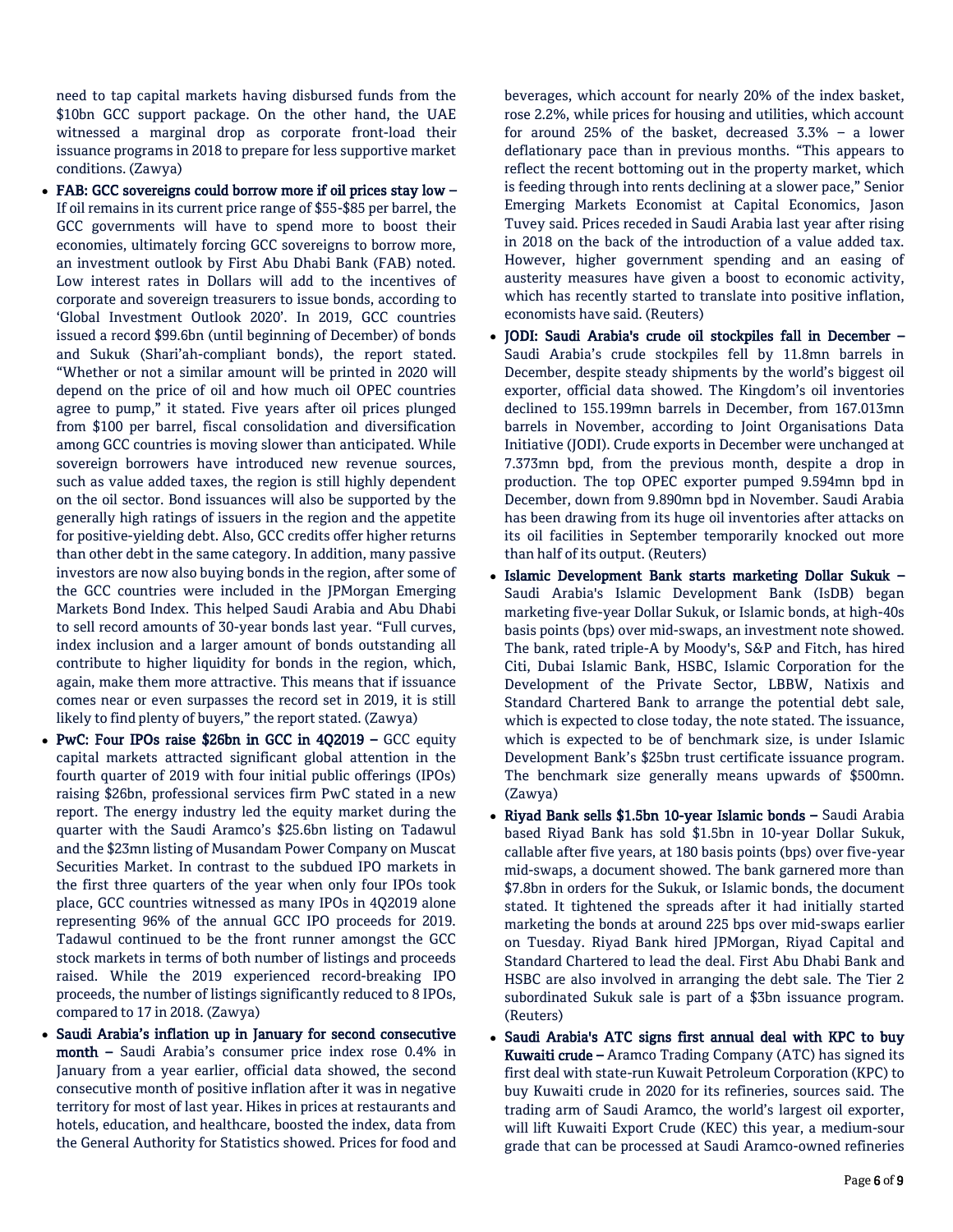need to tap capital markets having disbursed funds from the $10bn GCC support package. On the other hand, the UAE witnessed a marginal drop as corporate front-load their issuance programs in 2018 to prepare for less supportive market conditions. (Zawya)

- **FAB: GCC sovereigns could borrow more if oil prices stay low –** If oil remains in its current price range of $55-$85 per barrel, the GCC governments will have to spend more to boost their economies, ultimately forcing GCC sovereigns to borrow more, an investment outlook by First Abu Dhabi Bank (FAB) noted. Low interest rates in Dollars will add to the incentives of corporate and sovereign treasurers to issue bonds, according to 'Global Investment Outlook 2020'. In 2019, GCC countries issued a record $99.6bn (until beginning of December) of bonds and Sukuk (Shari'ah-compliant bonds), the report stated. "Whether or not a similar amount will be printed in 2020 will depend on the price of oil and how much oil OPEC countries agree to pump," it stated. Five years after oil prices plunged from $100 per barrel, fiscal consolidation and diversification among GCC countries is moving slower than anticipated. While sovereign borrowers have introduced new revenue sources, such as value added taxes, the region is still highly dependent on the oil sector. Bond issuances will also be supported by the generally high ratings of issuers in the region and the appetite for positive-yielding debt. Also, GCC credits offer higher returns than other debt in the same category. In addition, many passive investors are now also buying bonds in the region, after some of the GCC countries were included in the JPMorgan Emerging Markets Bond Index. This helped Saudi Arabia and Abu Dhabi to sell record amounts of 30-year bonds last year. "Full curves, index inclusion and a larger amount of bonds outstanding all contribute to higher liquidity for bonds in the region, which, again, make them more attractive. This means that if issuance comes near or even surpasses the record set in 2019, it is still likely to find plenty of buyers," the report stated. (Zawya)
- **PwC: Four IPOs raise $26bn in GCC in 4Q2019 –** GCC equity capital markets attracted significant global attention in the fourth quarter of 2019 with four initial public offerings (IPOs) raising $26bn, professional services firm PwC stated in a new report. The energy industry led the equity market during the quarter with the Saudi Aramco's $25.6bn listing on Tadawul and the $23mn listing of Musandam Power Company on Muscat Securities Market. In contrast to the subdued IPO markets in the first three quarters of the year when only four IPOs took place, GCC countries witnessed as many IPOs in 4Q2019 alone representing 96% of the annual GCC IPO proceeds for 2019. Tadawul continued to be the front runner amongst the GCC stock markets in terms of both number of listings and proceeds raised. While the 2019 experienced record-breaking IPO proceeds, the number of listings significantly reduced to 8 IPOs, compared to 17 in 2018. (Zawya)
- **Saudi Arabia's inflation up in January for second consecutive month –** Saudi Arabia's consumer price index rose 0.4% in January from a year earlier, official data showed, the second consecutive month of positive inflation after it was in negative territory for most of last year. Hikes in prices at restaurants and hotels, education, and healthcare, boosted the index, data from the General Authority for Statistics showed. Prices for food and beverages, which account for nearly 20% of the index basket, rose 2.2%, while prices for housing and utilities, which account for around 25% of the basket, decreased 3.3% – a lower deflationary pace than in previous months. "This appears to reflect the recent bottoming out in the property market, which is feeding through into rents declining at a slower pace," Senior Emerging Markets Economist at Capital Economics, Jason Tuvey said. Prices receded in Saudi Arabia last year after rising in 2018 on the back of the introduction of a value added tax. However, higher government spending and an easing of austerity measures have given a boost to economic activity, which has recently started to translate into positive inflation, economists have said. (Reuters)
- **JODI: Saudi Arabia's crude oil stockpiles fall in December –** Saudi Arabia's crude stockpiles fell by 11.8mn barrels in December, despite steady shipments by the world's biggest oil exporter, official data showed. The Kingdom's oil inventories declined to 155.199mn barrels in December, from 167.013mn barrels in November, according to Joint Organisations Data Initiative (JODI). Crude exports in December were unchanged at 7.373mn bpd, from the previous month, despite a drop in production. The top OPEC exporter pumped 9.594mn bpd in December, down from 9.890mn bpd in November. Saudi Arabia has been drawing from its huge oil inventories after attacks on its oil facilities in September temporarily knocked out more than half of its output. (Reuters)
- **Islamic Development Bank starts marketing Dollar Sukuk –** Saudi Arabia's Islamic Development Bank (IsDB) began marketing five-year Dollar Sukuk, or Islamic bonds, at high-40s basis points (bps) over mid-swaps, an investment note showed. The bank, rated triple-A by Moody's, S&P and Fitch, has hired Citi, Dubai Islamic Bank, HSBC, Islamic Corporation for the Development of the Private Sector, LBBW, Natixis and Standard Chartered Bank to arrange the potential debt sale, which is expected to close today, the note stated. The issuance, which is expected to be of benchmark size, is under Islamic Development Bank's $25bn trust certificate issuance program. The benchmark size generally means upwards of $500mn. (Zawya)
- **Riyad Bank sells $1.5bn 10-year Islamic bonds –** Saudi Arabia based Riyad Bank has sold $1.5bn in 10-year Dollar Sukuk, callable after five years, at 180 basis points (bps) over five-year mid-swaps, a document showed. The bank garnered more than $7.8bn in orders for the Sukuk, or Islamic bonds, the document stated. It tightened the spreads after it had initially started marketing the bonds at around 225 bps over mid-swaps earlier on Tuesday. Riyad Bank hired JPMorgan, Riyad Capital and Standard Chartered to lead the deal. First Abu Dhabi Bank and HSBC are also involved in arranging the debt sale. The Tier 2 subordinated Sukuk sale is part of a $3bn issuance program. (Reuters)
- **Saudi Arabia's ATC signs first annual deal with KPC to buy Kuwaiti crude –** Aramco Trading Company (ATC) has signed its first deal with state-run Kuwait Petroleum Corporation (KPC) to buy Kuwaiti crude in 2020 for its refineries, sources said. The trading arm of Saudi Aramco, the world's largest oil exporter, will lift Kuwaiti Export Crude (KEC) this year, a medium-sour grade that can be processed at Saudi Aramco-owned refineries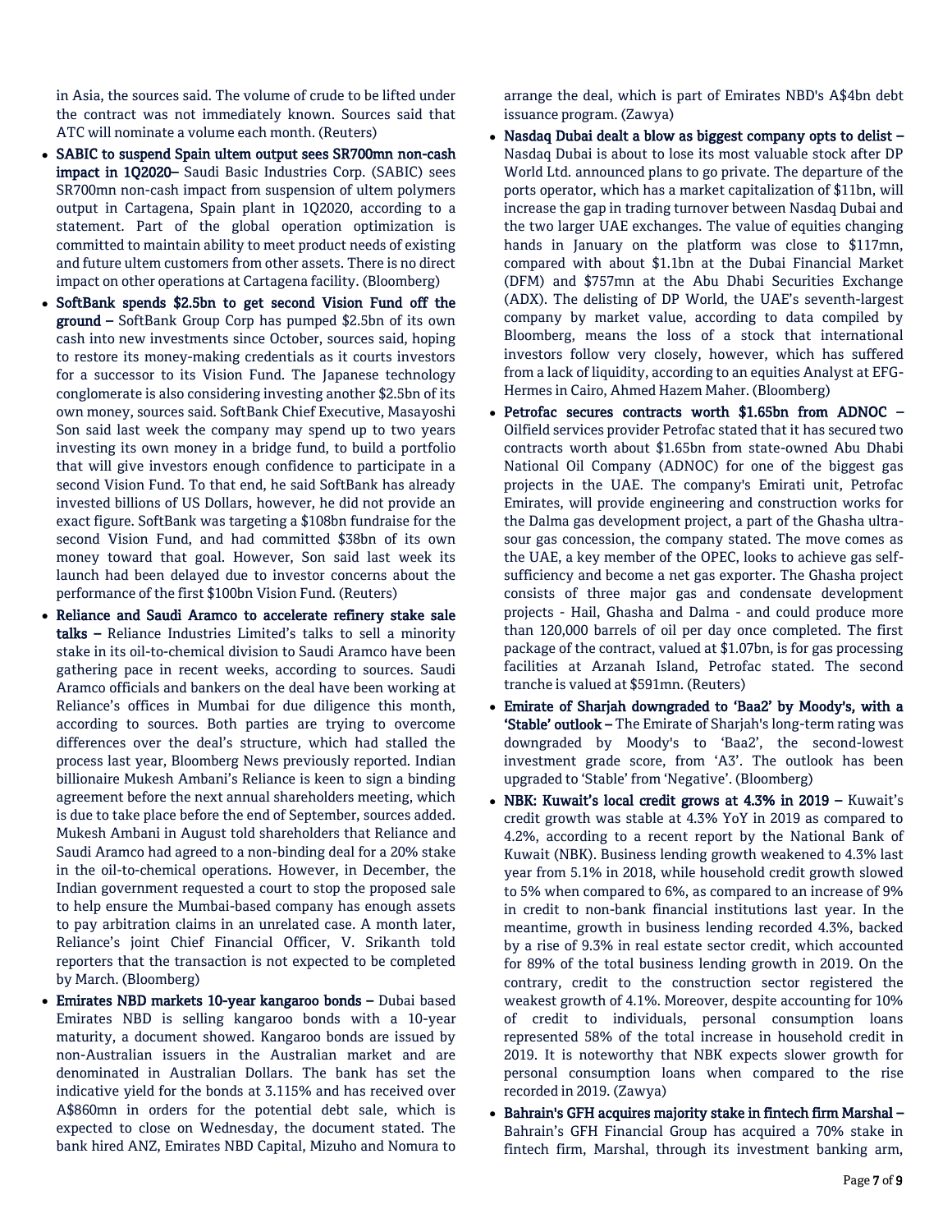in Asia, the sources said. The volume of crude to be lifted under the contract was not immediately known. Sources said that ATC will nominate a volume each month. (Reuters)

- **SABIC to suspend Spain ultem output sees SR700mn non-cash impact in 1Q2020–** Saudi Basic Industries Corp. (SABIC) sees SR700mn non-cash impact from suspension of ultem polymers output in Cartagena, Spain plant in 1Q2020, according to a statement. Part of the global operation optimization is committed to maintain ability to meet product needs of existing and future ultem customers from other assets. There is no direct impact on other operations at Cartagena facility. (Bloomberg)
- **SoftBank spends $2.5bn to get second Vision Fund off the ground –** SoftBank Group Corp has pumped $2.5bn of its own cash into new investments since October, sources said, hoping to restore its money-making credentials as it courts investors for a successor to its Vision Fund. The Japanese technology conglomerate is also considering investing another $2.5bn of its own money, sources said. SoftBank Chief Executive, Masayoshi Son said last week the company may spend up to two years investing its own money in a bridge fund, to build a portfolio that will give investors enough confidence to participate in a second Vision Fund. To that end, he said SoftBank has already invested billions of US Dollars, however, he did not provide an exact figure. SoftBank was targeting a $108bn fundraise for the second Vision Fund, and had committed $38bn of its own money toward that goal. However, Son said last week its launch had been delayed due to investor concerns about the performance of the first $100bn Vision Fund. (Reuters)
- **Reliance and Saudi Aramco to accelerate refinery stake sale talks –** Reliance Industries Limited's talks to sell a minority stake in its oil-to-chemical division to Saudi Aramco have been gathering pace in recent weeks, according to sources. Saudi Aramco officials and bankers on the deal have been working at Reliance's offices in Mumbai for due diligence this month, according to sources. Both parties are trying to overcome differences over the deal's structure, which had stalled the process last year, Bloomberg News previously reported. Indian billionaire Mukesh Ambani's Reliance is keen to sign a binding agreement before the next annual shareholders meeting, which is due to take place before the end of September, sources added. Mukesh Ambani in August told shareholders that Reliance and Saudi Aramco had agreed to a non-binding deal for a 20% stake in the oil-to-chemical operations. However, in December, the Indian government requested a court to stop the proposed sale to help ensure the Mumbai-based company has enough assets to pay arbitration claims in an unrelated case. A month later, Reliance's joint Chief Financial Officer, V. Srikanth told reporters that the transaction is not expected to be completed by March. (Bloomberg)
- **Emirates NBD markets 10-year kangaroo bonds –** Dubai based Emirates NBD is selling kangaroo bonds with a 10-year maturity, a document showed. Kangaroo bonds are issued by non-Australian issuers in the Australian market and are denominated in Australian Dollars. The bank has set the indicative yield for the bonds at 3.115% and has received over A$860mn in orders for the potential debt sale, which is expected to close on Wednesday, the document stated. The bank hired ANZ, Emirates NBD Capital, Mizuho and Nomura to arrange the deal, which is part of Emirates NBD's A$4bn debt issuance program. (Zawya)
- **Nasdaq Dubai dealt a blow as biggest company opts to delist –** Nasdaq Dubai is about to lose its most valuable stock after DP World Ltd. announced plans to go private. The departure of the ports operator, which has a market capitalization of $11bn, will increase the gap in trading turnover between Nasdaq Dubai and the two larger UAE exchanges. The value of equities changing hands in January on the platform was close to $117mn, compared with about $1.1bn at the Dubai Financial Market (DFM) and $757mn at the Abu Dhabi Securities Exchange (ADX). The delisting of DP World, the UAE's seventh-largest company by market value, according to data compiled by Bloomberg, means the loss of a stock that international investors follow very closely, however, which has suffered from a lack of liquidity, according to an equities Analyst at EFG-Hermes in Cairo, Ahmed Hazem Maher. (Bloomberg)
- **Petrofac secures contracts worth $1.65bn from ADNOC –** Oilfield services provider Petrofac stated that it has secured two contracts worth about $1.65bn from state-owned Abu Dhabi National Oil Company (ADNOC) for one of the biggest gas projects in the UAE. The company's Emirati unit, Petrofac Emirates, will provide engineering and construction works for the Dalma gas development project, a part of the Ghasha ultra-sour gas concession, the company stated. The move comes as the UAE, a key member of the OPEC, looks to achieve gas self-sufficiency and become a net gas exporter. The Ghasha project consists of three major gas and condensate development projects - Hail, Ghasha and Dalma - and could produce more than 120,000 barrels of oil per day once completed. The first package of the contract, valued at $1.07bn, is for gas processing facilities at Arzanah Island, Petrofac stated. The second tranche is valued at $591mn. (Reuters)
- **Emirate of Sharjah downgraded to 'Baa2' by Moody's, with a 'Stable' outlook –** The Emirate of Sharjah's long-term rating was downgraded by Moody's to 'Baa2', the second-lowest investment grade score, from 'A3'. The outlook has been upgraded to 'Stable' from 'Negative'. (Bloomberg)
- **NBK: Kuwait's local credit grows at 4.3% in 2019 –** Kuwait's credit growth was stable at 4.3% YoY in 2019 as compared to 4.2%, according to a recent report by the National Bank of Kuwait (NBK). Business lending growth weakened to 4.3% last year from 5.1% in 2018, while household credit growth slowed to 5% when compared to 6%, as compared to an increase of 9% in credit to non-bank financial institutions last year. In the meantime, growth in business lending recorded 4.3%, backed by a rise of 9.3% in real estate sector credit, which accounted for 89% of the total business lending growth in 2019. On the contrary, credit to the construction sector registered the weakest growth of 4.1%. Moreover, despite accounting for 10% of credit to individuals, personal consumption loans represented 58% of the total increase in household credit in 2019. It is noteworthy that NBK expects slower growth for personal consumption loans when compared to the rise recorded in 2019. (Zawya)
- **Bahrain's GFH acquires majority stake in fintech firm Marshal –** Bahrain's GFH Financial Group has acquired a 70% stake in fintech firm, Marshal, through its investment banking arm,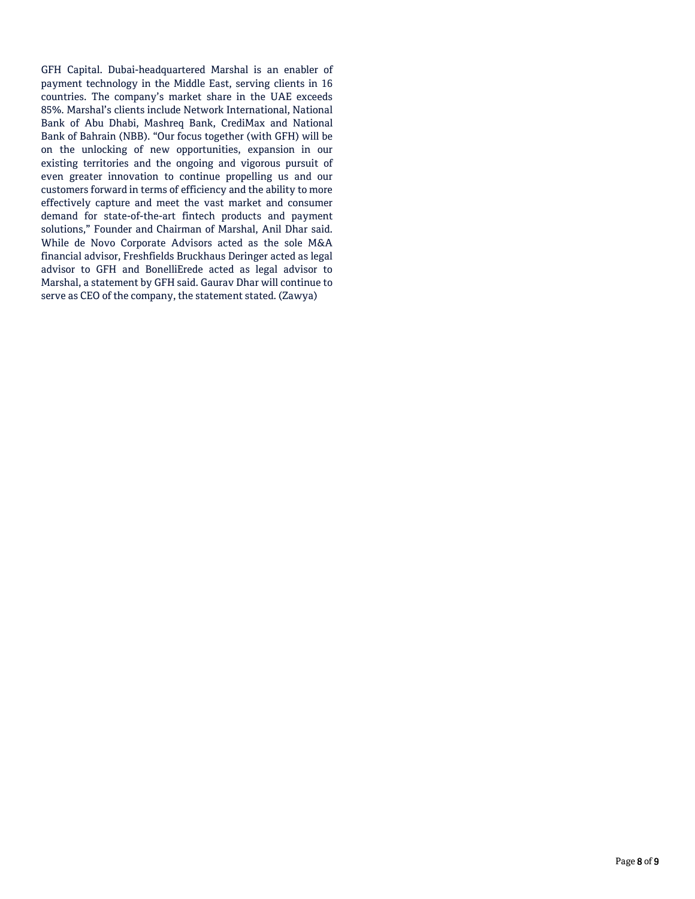GFH Capital. Dubai-headquartered Marshal is an enabler of payment technology in the Middle East, serving clients in 16 countries. The company's market share in the UAE exceeds 85%. Marshal's clients include Network International, National Bank of Abu Dhabi, Mashreq Bank, CrediMax and National Bank of Bahrain (NBB). "Our focus together (with GFH) will be on the unlocking of new opportunities, expansion in our existing territories and the ongoing and vigorous pursuit of even greater innovation to continue propelling us and our customers forward in terms of efficiency and the ability to more effectively capture and meet the vast market and consumer demand for state-of-the-art fintech products and payment solutions," Founder and Chairman of Marshal, Anil Dhar said. While de Novo Corporate Advisors acted as the sole M&A financial advisor, Freshfields Bruckhaus Deringer acted as legal advisor to GFH and BonelliErede acted as legal advisor to Marshal, a statement by GFH said. Gaurav Dhar will continue to serve as CEO of the company, the statement stated. (Zawya)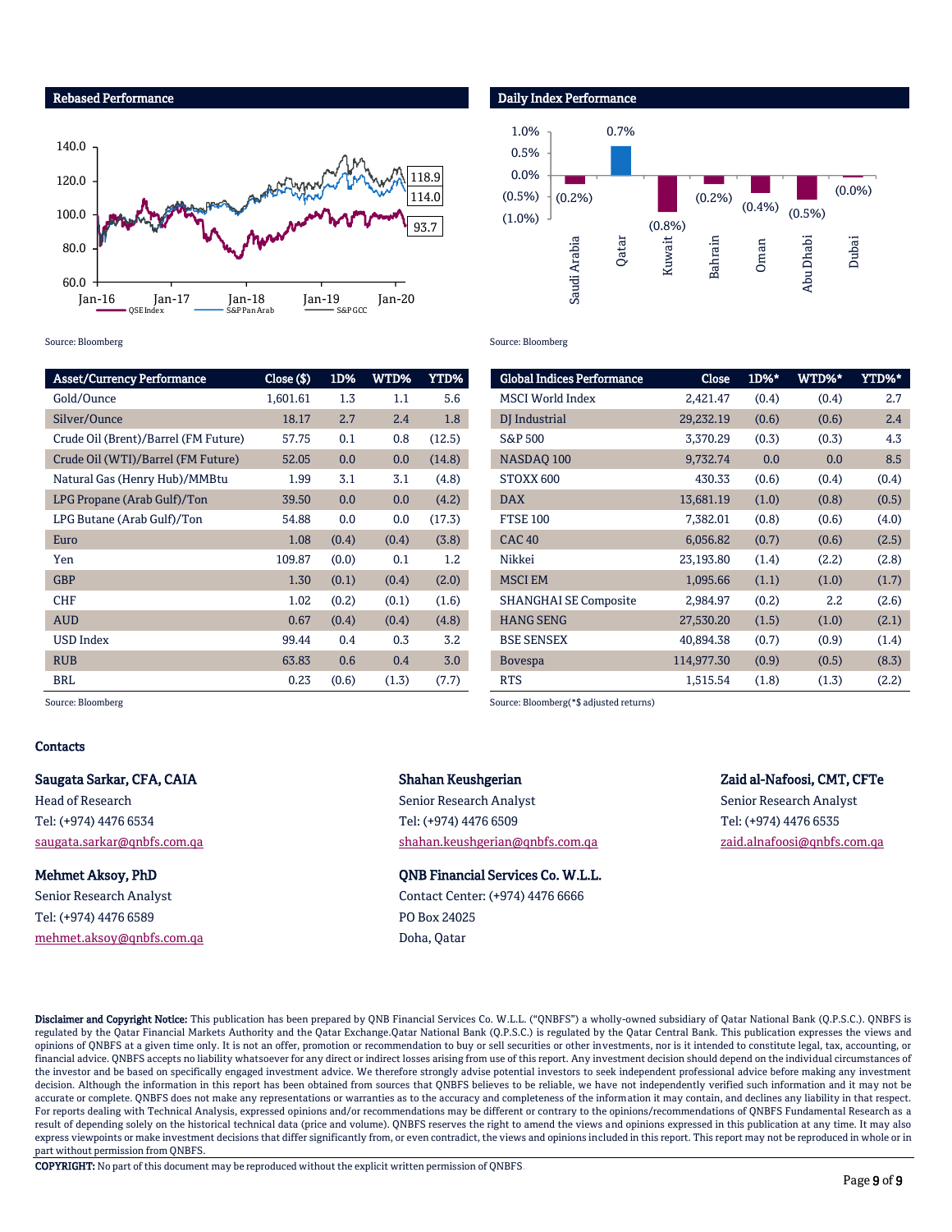## Rebased Performance

140.0
120.0
100.0
80.0
60.0
Jan-16
Jan-17
Jan-18
Jan-19
Jan-20
118.9
114.0
93.7
QSE Index
S&P Pan Arab
S&P GCC

Source: Bloomberg

## Daily Index Performance

1.0%
0.5%
0.0%
(0.5%)
(1.0%)
(0.2%)
0.7%
(0.8%)
(0.2%)
(0.4%)
(0.5%)
(0.0%)
Saudi Arabia
Qatar
Kuwait
Bahrain
Oman
Abu Dhabi
Dubai

Source: Bloomberg

| Asset/Currency Performance | Close ($) | 1D% | WTD% | YTD% |
|---|---|---|---|---|
| Gold/Ounce | 1,601.61 | 1.3 | 1.1 | 5.6 |
| Silver/Ounce | 18.17 | 2.7 | 2.4 | 1.8 |
| Crude Oil (Brent)/Barrel (FM Future) | 57.75 | 0.1 | 0.8 | (12.5) |
| Crude Oil (WTI)/Barrel (FM Future) | 52.05 | 0.0 | 0.0 | (14.8) |
| Natural Gas (Henry Hub)/MMBtu | 1.99 | 3.1 | 3.1 | (4.8) |
| LPG Propane (Arab Gulf)/Ton | 39.50 | 0.0 | 0.0 | (4.2) |
| LPG Butane (Arab Gulf)/Ton | 54.88 | 0.0 | 0.0 | (17.3) |
| Euro | 1.08 | (0.4) | (0.4) | (3.8) |
| Yen | 109.87 | (0.0) | 0.1 | 1.2 |
| GBP | 1.30 | (0.1) | (0.4) | (2.0) |
| CHF | 1.02 | (0.2) | (0.1) | (1.6) |
| AUD | 0.67 | (0.4) | (0.4) | (4.8) |
| USD Index | 99.44 | 0.4 | 0.3 | 3.2 |
| RUB | 63.83 | 0.6 | 0.4 | 3.0 |
| BRL | 0.23 | (0.6) | (1.3) | (7.7) |

Source: Bloomberg

| Global Indices Performance | Close | 1D%* | WTD%* | YTD%* |
|---|---|---|---|---|
| MSCI World Index | 2,421.47 | (0.4) | (0.4) | 2.7 |
| DJ Industrial | 29,232.19 | (0.6) | (0.6) | 2.4 |
| S&P 500 | 3,370.29 | (0.3) | (0.3) | 4.3 |
| NASDAQ 100 | 9,732.74 | 0.0 | 0.0 | 8.5 |
| STOXX 600 | 430.33 | (0.6) | (0.4) | (0.4) |
| DAX | 13,681.19 | (1.0) | (0.8) | (0.5) |
| FTSE 100 | 7,382.01 | (0.8) | (0.6) | (4.0) |
| CAC 40 | 6,056.82 | (0.7) | (0.6) | (2.5) |
| Nikkei | 23,193.80 | (1.4) | (2.2) | (2.8) |
| MSCI EM | 1,095.66 | (1.1) | (1.0) | (1.7) |
| SHANGHAI SE Composite | 2,984.97 | (0.2) | 2.2 | (2.6) |
| HANG SENG | 27,530.20 | (1.5) | (1.0) | (2.1) |
| BSE SENSEX | 40,894.38 | (0.7) | (0.9) | (1.4) |
| Bovespa | 114,977.30 | (0.9) | (0.5) | (8.3) |
| RTS | 1,515.54 | (1.8) | (1.3) | (2.2) |

Source: Bloomberg(*$ adjusted returns)

## Contacts

**Saugata Sarkar, CFA, CAIA**
Head of Research
Tel: (+974) 4476 6534
saugata.sarkar@qnbfs.com.qa

**Shahan Keushgerian**
Senior Research Analyst
Tel: (+974) 4476 6509
shahan.keushgerian@qnbfs.com.qa

**Zaid al-Nafoosi, CMT, CFTe**
Senior Research Analyst
Tel: (+974) 4476 6535
zaid.alnafoosi@qnbfs.com.qa

**Mehmet Aksoy, PhD**
Senior Research Analyst
Tel: (+974) 4476 6589
mehmet.aksoy@qnbfs.com.qa

**QNB Financial Services Co. W.L.L.**
Contact Center: (+974) 4476 6666
PO Box 24025
Doha, Qatar

**Disclaimer and Copyright Notice:** This publication has been prepared by QNB Financial Services Co. W.L.L. ("QNBFS") a wholly-owned subsidiary of Qatar National Bank (Q.P.S.C.). QNBFS is regulated by the Qatar Financial Markets Authority and the Qatar Exchange.Qatar National Bank (Q.P.S.C.) is regulated by the Qatar Central Bank. This publication expresses the views and opinions of QNBFS at a given time only. It is not an offer, promotion or recommendation to buy or sell securities or other investments, nor is it intended to constitute legal, tax, accounting, or financial advice. QNBFS accepts no liability whatsoever for any direct or indirect losses arising from use of this report. Any investment decision should depend on the individual circumstances of the investor and be based on specifically engaged investment advice. We therefore strongly advise potential investors to seek independent professional advice before making any investment decision. Although the information in this report has been obtained from sources that QNBFS believes to be reliable, we have not independently verified such information and it may not be accurate or complete. QNBFS does not make any representations or warranties as to the accuracy and completeness of the information it may contain, and declines any liability in that respect. For reports dealing with Technical Analysis, expressed opinions and/or recommendations may be different or contrary to the opinions/recommendations of QNBFS Fundamental Research as a result of depending solely on the historical technical data (price and volume). QNBFS reserves the right to amend the views and opinions expressed in this publication at any time. It may also express viewpoints or make investment decisions that differ significantly from, or even contradict, the views and opinions included in this report. This report may not be reproduced in whole or in part without permission from QNBFS.

**COPYRIGHT:** No part of this document may be reproduced without the explicit written permission of QNBFS